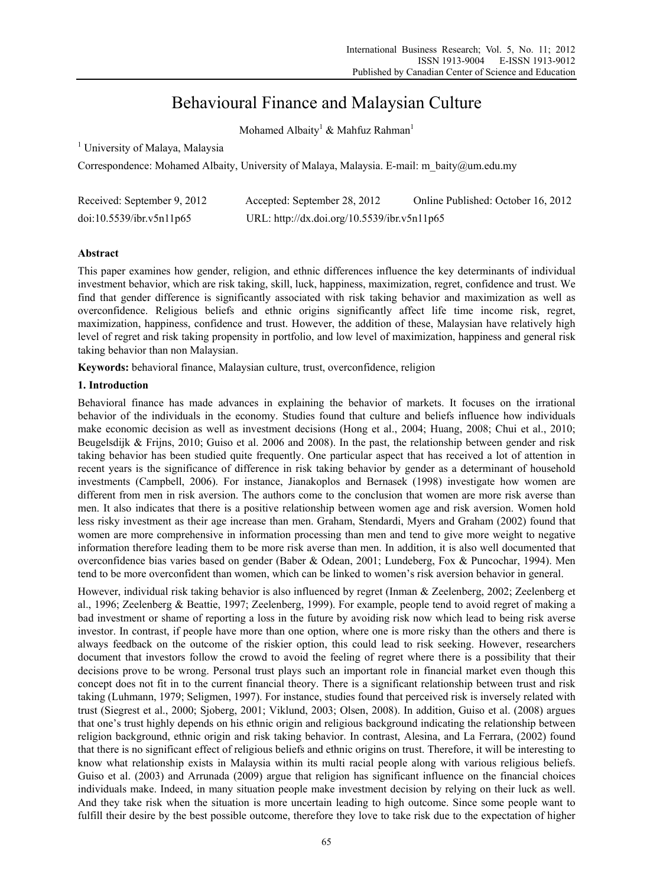# Behavioural Finance and Malaysian Culture

Mohamed Albaity[1] & Mahfuz Rahman[1]

[1] University of Malaya, Malaysia

Correspondence: Mohamed Albaity, University of Malaya, Malaysia. E-mail: m_baity@um.edu.my

Received: September 9, 2012 Accepted: September 28, 2012 Online Published: October 16, 2012

doi:10.5539/ibr.v5n11p65 URL: http://dx.doi.org/10.5539/ibr.v5n11p65

## Abstract

This paper examines how gender, religion, and ethnic differences influence the key determinants of individual investment behavior, which are risk taking, skill, luck, happiness, maximization, regret, confidence and trust. We find that gender difference is significantly associated with risk taking behavior and maximization as well as overconfidence. Religious beliefs and ethnic origins significantly affect life time income risk, regret, maximization, happiness, confidence and trust. However, the addition of these, Malaysian have relatively high level of regret and risk taking propensity in portfolio, and low level of maximization, happiness and general risk taking behavior than non Malaysian.

**Keywords:** behavioral finance, Malaysian culture, trust, overconfidence, religion

## 1. Introduction

Behavioral finance has made advances in explaining the behavior of markets. It focuses on the irrational behavior of the individuals in the economy. Studies found that culture and beliefs influence how individuals make economic decision as well as investment decisions (Hong et al., 2004; Huang, 2008; Chui et al., 2010; Beugelsdijk & Frijns, 2010; Guiso et al. 2006 and 2008). In the past, the relationship between gender and risk taking behavior has been studied quite frequently. One particular aspect that has received a lot of attention in recent years is the significance of difference in risk taking behavior by gender as a determinant of household investments (Campbell, 2006). For instance, Jianakoplos and Bernasek (1998) investigate how women are different from men in risk aversion. The authors come to the conclusion that women are more risk averse than men. It also indicates that there is a positive relationship between women age and risk aversion. Women hold less risky investment as their age increase than men. Graham, Stendardi, Myers and Graham (2002) found that women are more comprehensive in information processing than men and tend to give more weight to negative information therefore leading them to be more risk averse than men. In addition, it is also well documented that overconfidence bias varies based on gender (Baber & Odean, 2001; Lundeberg, Fox & Puncochar, 1994). Men tend to be more overconfident than women, which can be linked to women's risk aversion behavior in general.

However, individual risk taking behavior is also influenced by regret (Inman & Zeelenberg, 2002; Zeelenberg et al., 1996; Zeelenberg & Beattie, 1997; Zeelenberg, 1999). For example, people tend to avoid regret of making a bad investment or shame of reporting a loss in the future by avoiding risk now which lead to being risk averse investor. In contrast, if people have more than one option, where one is more risky than the others and there is always feedback on the outcome of the riskier option, this could lead to risk seeking. However, researchers document that investors follow the crowd to avoid the feeling of regret where there is a possibility that their decisions prove to be wrong. Personal trust plays such an important role in financial market even though this concept does not fit in to the current financial theory. There is a significant relationship between trust and risk taking (Luhmann, 1979; Seligmen, 1997). For instance, studies found that perceived risk is inversely related with trust (Siegrest et al., 2000; Sjoberg, 2001; Viklund, 2003; Olsen, 2008). In addition, Guiso et al. (2008) argues that one's trust highly depends on his ethnic origin and religious background indicating the relationship between religion background, ethnic origin and risk taking behavior. In contrast, Alesina, and La Ferrara, (2002) found that there is no significant effect of religious beliefs and ethnic origins on trust. Therefore, it will be interesting to know what relationship exists in Malaysia within its multi racial people along with various religious beliefs. Guiso et al. (2003) and Arrunada (2009) argue that religion has significant influence on the financial choices individuals make. Indeed, in many situation people make investment decision by relying on their luck as well. And they take risk when the situation is more uncertain leading to high outcome. Since some people want to fulfill their desire by the best possible outcome, therefore they love to take risk due to the expectation of higher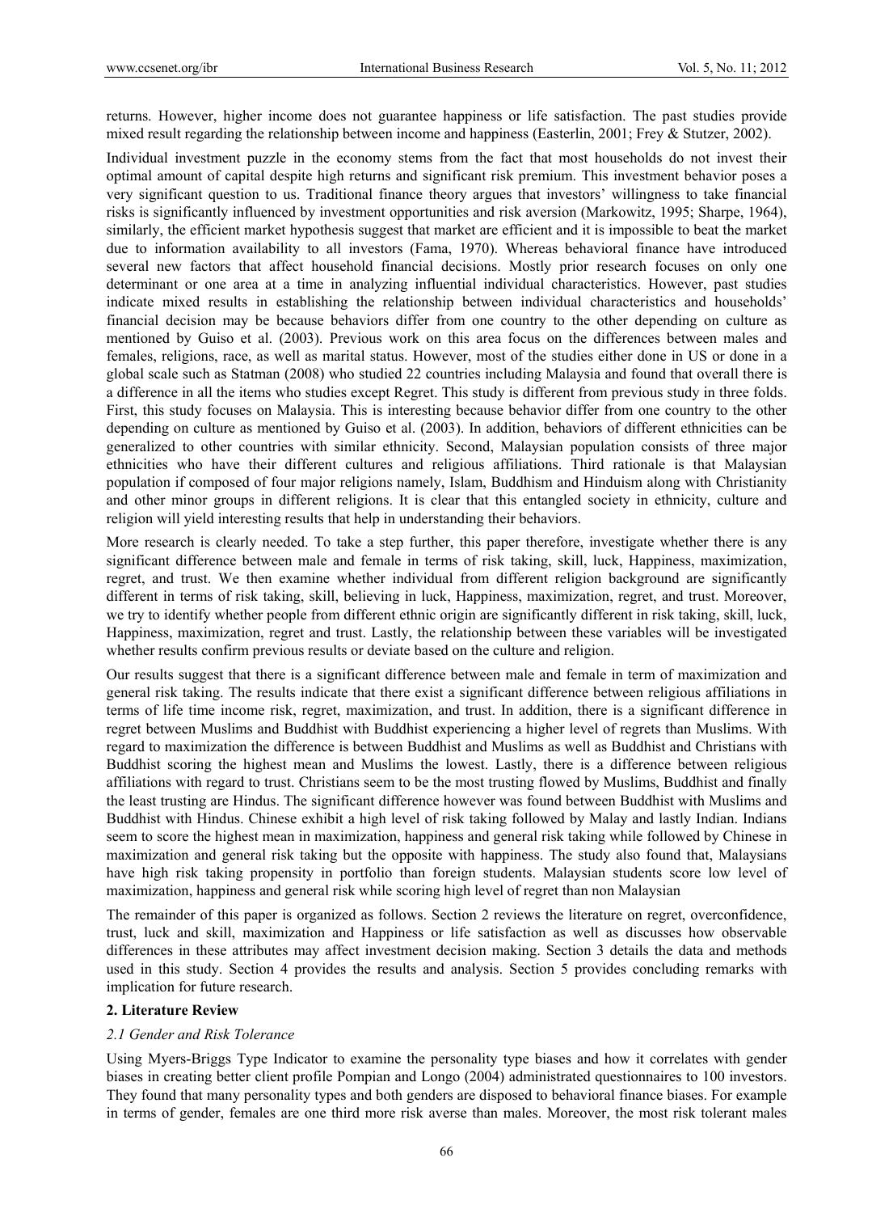returns. However, higher income does not guarantee happiness or life satisfaction. The past studies provide mixed result regarding the relationship between income and happiness (Easterlin, 2001; Frey & Stutzer, 2002).

Individual investment puzzle in the economy stems from the fact that most households do not invest their optimal amount of capital despite high returns and significant risk premium. This investment behavior poses a very significant question to us. Traditional finance theory argues that investors' willingness to take financial risks is significantly influenced by investment opportunities and risk aversion (Markowitz, 1995; Sharpe, 1964), similarly, the efficient market hypothesis suggest that market are efficient and it is impossible to beat the market due to information availability to all investors (Fama, 1970). Whereas behavioral finance have introduced several new factors that affect household financial decisions. Mostly prior research focuses on only one determinant or one area at a time in analyzing influential individual characteristics. However, past studies indicate mixed results in establishing the relationship between individual characteristics and households' financial decision may be because behaviors differ from one country to the other depending on culture as mentioned by Guiso et al. (2003). Previous work on this area focus on the differences between males and females, religions, race, as well as marital status. However, most of the studies either done in US or done in a global scale such as Statman (2008) who studied 22 countries including Malaysia and found that overall there is a difference in all the items who studies except Regret. This study is different from previous study in three folds. First, this study focuses on Malaysia. This is interesting because behavior differ from one country to the other depending on culture as mentioned by Guiso et al. (2003). In addition, behaviors of different ethnicities can be generalized to other countries with similar ethnicity. Second, Malaysian population consists of three major ethnicities who have their different cultures and religious affiliations. Third rationale is that Malaysian population if composed of four major religions namely, Islam, Buddhism and Hinduism along with Christianity and other minor groups in different religions. It is clear that this entangled society in ethnicity, culture and religion will yield interesting results that help in understanding their behaviors.

More research is clearly needed. To take a step further, this paper therefore, investigate whether there is any significant difference between male and female in terms of risk taking, skill, luck, Happiness, maximization, regret, and trust. We then examine whether individual from different religion background are significantly different in terms of risk taking, skill, believing in luck, Happiness, maximization, regret, and trust. Moreover, we try to identify whether people from different ethnic origin are significantly different in risk taking, skill, luck, Happiness, maximization, regret and trust. Lastly, the relationship between these variables will be investigated whether results confirm previous results or deviate based on the culture and religion.

Our results suggest that there is a significant difference between male and female in term of maximization and general risk taking. The results indicate that there exist a significant difference between religious affiliations in terms of life time income risk, regret, maximization, and trust. In addition, there is a significant difference in regret between Muslims and Buddhist with Buddhist experiencing a higher level of regrets than Muslims. With regard to maximization the difference is between Buddhist and Muslims as well as Buddhist and Christians with Buddhist scoring the highest mean and Muslims the lowest. Lastly, there is a difference between religious affiliations with regard to trust. Christians seem to be the most trusting flowed by Muslims, Buddhist and finally the least trusting are Hindus. The significant difference however was found between Buddhist with Muslims and Buddhist with Hindus. Chinese exhibit a high level of risk taking followed by Malay and lastly Indian. Indians seem to score the highest mean in maximization, happiness and general risk taking while followed by Chinese in maximization and general risk taking but the opposite with happiness. The study also found that, Malaysians have high risk taking propensity in portfolio than foreign students. Malaysian students score low level of maximization, happiness and general risk while scoring high level of regret than non Malaysian

The remainder of this paper is organized as follows. Section 2 reviews the literature on regret, overconfidence, trust, luck and skill, maximization and Happiness or life satisfaction as well as discusses how observable differences in these attributes may affect investment decision making. Section 3 details the data and methods used in this study. Section 4 provides the results and analysis. Section 5 provides concluding remarks with implication for future research.

## 2. Literature Review

### *2.1 Gender and Risk Tolerance*

Using Myers-Briggs Type Indicator to examine the personality type biases and how it correlates with gender biases in creating better client profile Pompian and Longo (2004) administrated questionnaires to 100 investors. They found that many personality types and both genders are disposed to behavioral finance biases. For example in terms of gender, females are one third more risk averse than males. Moreover, the most risk tolerant males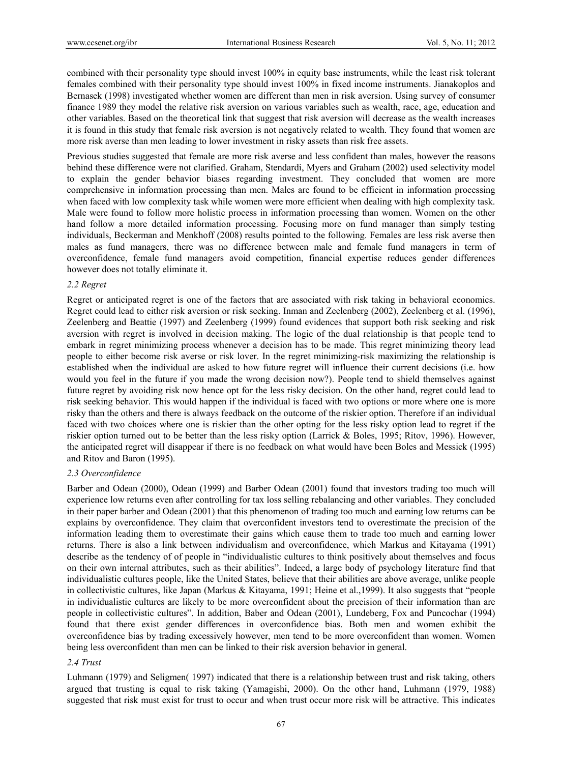combined with their personality type should invest 100% in equity base instruments, while the least risk tolerant females combined with their personality type should invest 100% in fixed income instruments. Jianakoplos and Bernasek (1998) investigated whether women are different than men in risk aversion. Using survey of consumer finance 1989 they model the relative risk aversion on various variables such as wealth, race, age, education and other variables. Based on the theoretical link that suggest that risk aversion will decrease as the wealth increases it is found in this study that female risk aversion is not negatively related to wealth. They found that women are more risk averse than men leading to lower investment in risky assets than risk free assets.

Previous studies suggested that female are more risk averse and less confident than males, however the reasons behind these difference were not clarified. Graham, Stendardi, Myers and Graham (2002) used selectivity model to explain the gender behavior biases regarding investment. They concluded that women are more comprehensive in information processing than men. Males are found to be efficient in information processing when faced with low complexity task while women were more efficient when dealing with high complexity task. Male were found to follow more holistic process in information processing than women. Women on the other hand follow a more detailed information processing. Focusing more on fund manager than simply testing individuals, Beckerman and Menkhoff (2008) results pointed to the following. Females are less risk averse then males as fund managers, there was no difference between male and female fund managers in term of overconfidence, female fund managers avoid competition, financial expertise reduces gender differences however does not totally eliminate it.

### *2.2 Regret*

Regret or anticipated regret is one of the factors that are associated with risk taking in behavioral economics. Regret could lead to either risk aversion or risk seeking. Inman and Zeelenberg (2002), Zeelenberg et al. (1996), Zeelenberg and Beattie (1997) and Zeelenberg (1999) found evidences that support both risk seeking and risk aversion with regret is involved in decision making. The logic of the dual relationship is that people tend to embark in regret minimizing process whenever a decision has to be made. This regret minimizing theory lead people to either become risk averse or risk lover. In the regret minimizing-risk maximizing the relationship is established when the individual are asked to how future regret will influence their current decisions (i.e. how would you feel in the future if you made the wrong decision now?). People tend to shield themselves against future regret by avoiding risk now hence opt for the less risky decision. On the other hand, regret could lead to risk seeking behavior. This would happen if the individual is faced with two options or more where one is more risky than the others and there is always feedback on the outcome of the riskier option. Therefore if an individual faced with two choices where one is riskier than the other opting for the less risky option lead to regret if the riskier option turned out to be better than the less risky option (Larrick & Boles, 1995; Ritov, 1996). However, the anticipated regret will disappear if there is no feedback on what would have been Boles and Messick (1995) and Ritov and Baron (1995).

### *2.3 Overconfidence*

Barber and Odean (2000), Odean (1999) and Barber Odean (2001) found that investors trading too much will experience low returns even after controlling for tax loss selling rebalancing and other variables. They concluded in their paper barber and Odean (2001) that this phenomenon of trading too much and earning low returns can be explains by overconfidence. They claim that overconfident investors tend to overestimate the precision of the information leading them to overestimate their gains which cause them to trade too much and earning lower returns. There is also a link between individualism and overconfidence, which Markus and Kitayama (1991) describe as the tendency of of people in "individualistic cultures to think positively about themselves and focus on their own internal attributes, such as their abilities". Indeed, a large body of psychology literature find that individualistic cultures people, like the United States, believe that their abilities are above average, unlike people in collectivistic cultures, like Japan (Markus & Kitayama, 1991; Heine et al.,1999). It also suggests that "people in individualistic cultures are likely to be more overconfident about the precision of their information than are people in collectivistic cultures". In addition, Baber and Odean (2001), Lundeberg, Fox and Puncochar (1994) found that there exist gender differences in overconfidence bias. Both men and women exhibit the overconfidence bias by trading excessively however, men tend to be more overconfident than women. Women being less overconfident than men can be linked to their risk aversion behavior in general.

### *2.4 Trust*

Luhmann (1979) and Seligmen( 1997) indicated that there is a relationship between trust and risk taking, others argued that trusting is equal to risk taking (Yamagishi, 2000). On the other hand, Luhmann (1979, 1988) suggested that risk must exist for trust to occur and when trust occur more risk will be attractive. This indicates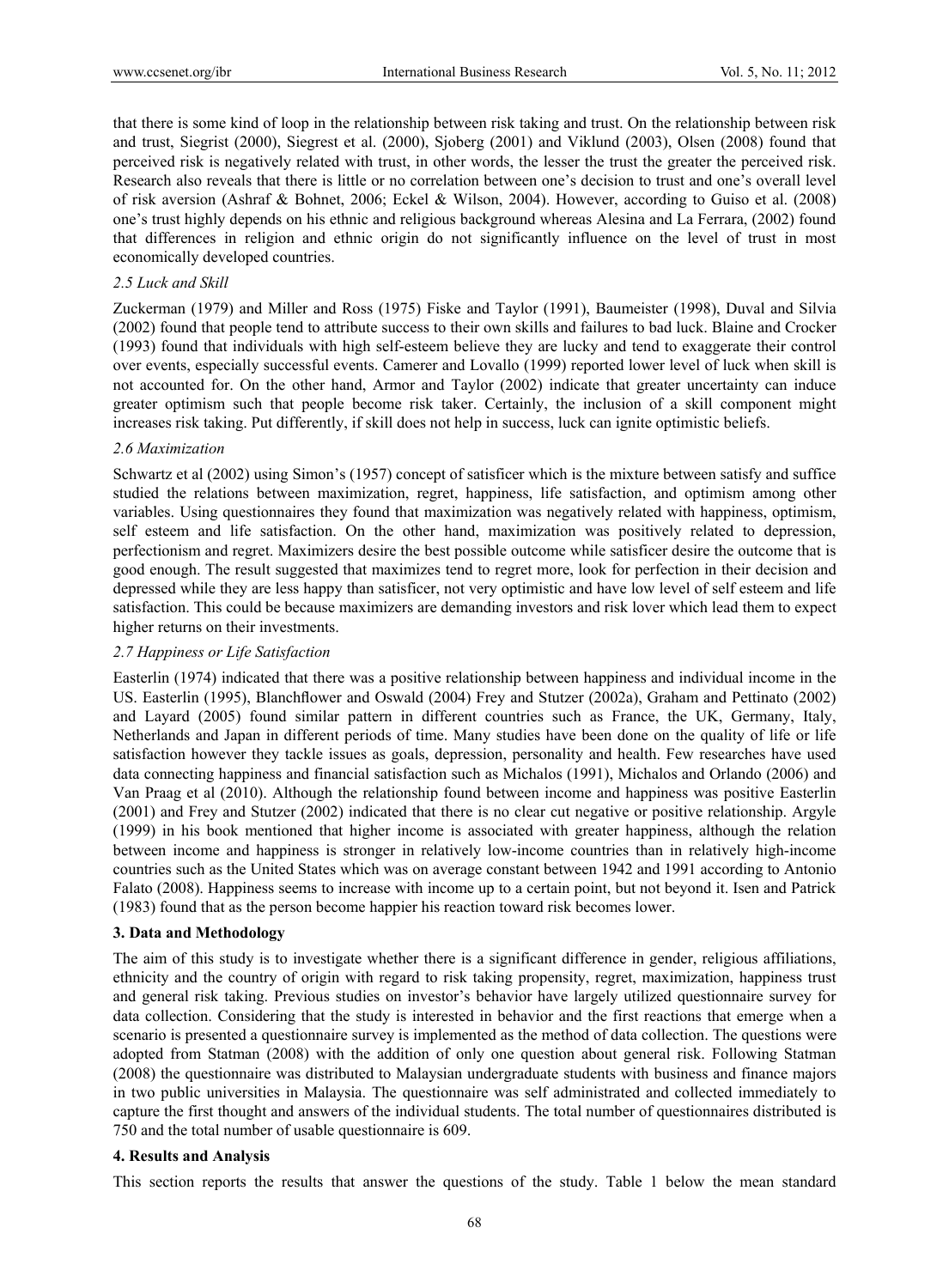that there is some kind of loop in the relationship between risk taking and trust. On the relationship between risk and trust, Siegrist (2000), Siegrest et al. (2000), Sjoberg (2001) and Viklund (2003), Olsen (2008) found that perceived risk is negatively related with trust, in other words, the lesser the trust the greater the perceived risk. Research also reveals that there is little or no correlation between one's decision to trust and one's overall level of risk aversion (Ashraf & Bohnet, 2006; Eckel & Wilson, 2004). However, according to Guiso et al. (2008) one's trust highly depends on his ethnic and religious background whereas Alesina and La Ferrara, (2002) found that differences in religion and ethnic origin do not significantly influence on the level of trust in most economically developed countries.

### *2.5 Luck and Skill*

Zuckerman (1979) and Miller and Ross (1975) Fiske and Taylor (1991), Baumeister (1998), Duval and Silvia (2002) found that people tend to attribute success to their own skills and failures to bad luck. Blaine and Crocker (1993) found that individuals with high self-esteem believe they are lucky and tend to exaggerate their control over events, especially successful events. Camerer and Lovallo (1999) reported lower level of luck when skill is not accounted for. On the other hand, Armor and Taylor (2002) indicate that greater uncertainty can induce greater optimism such that people become risk taker. Certainly, the inclusion of a skill component might increases risk taking. Put differently, if skill does not help in success, luck can ignite optimistic beliefs.

### *2.6 Maximization*

Schwartz et al (2002) using Simon's (1957) concept of satisficer which is the mixture between satisfy and suffice studied the relations between maximization, regret, happiness, life satisfaction, and optimism among other variables. Using questionnaires they found that maximization was negatively related with happiness, optimism, self esteem and life satisfaction. On the other hand, maximization was positively related to depression, perfectionism and regret. Maximizers desire the best possible outcome while satisficer desire the outcome that is good enough. The result suggested that maximizes tend to regret more, look for perfection in their decision and depressed while they are less happy than satisficer, not very optimistic and have low level of self esteem and life satisfaction. This could be because maximizers are demanding investors and risk lover which lead them to expect higher returns on their investments.

### *2.7 Happiness or Life Satisfaction*

Easterlin (1974) indicated that there was a positive relationship between happiness and individual income in the US. Easterlin (1995), Blanchflower and Oswald (2004) Frey and Stutzer (2002a), Graham and Pettinato (2002) and Layard (2005) found similar pattern in different countries such as France, the UK, Germany, Italy, Netherlands and Japan in different periods of time. Many studies have been done on the quality of life or life satisfaction however they tackle issues as goals, depression, personality and health. Few researches have used data connecting happiness and financial satisfaction such as Michalos (1991), Michalos and Orlando (2006) and Van Praag et al (2010). Although the relationship found between income and happiness was positive Easterlin (2001) and Frey and Stutzer (2002) indicated that there is no clear cut negative or positive relationship. Argyle (1999) in his book mentioned that higher income is associated with greater happiness, although the relation between income and happiness is stronger in relatively low-income countries than in relatively high-income countries such as the United States which was on average constant between 1942 and 1991 according to Antonio Falato (2008). Happiness seems to increase with income up to a certain point, but not beyond it. Isen and Patrick (1983) found that as the person become happier his reaction toward risk becomes lower.

## **3. Data and Methodology**

The aim of this study is to investigate whether there is a significant difference in gender, religious affiliations, ethnicity and the country of origin with regard to risk taking propensity, regret, maximization, happiness trust and general risk taking. Previous studies on investor's behavior have largely utilized questionnaire survey for data collection. Considering that the study is interested in behavior and the first reactions that emerge when a scenario is presented a questionnaire survey is implemented as the method of data collection. The questions were adopted from Statman (2008) with the addition of only one question about general risk. Following Statman (2008) the questionnaire was distributed to Malaysian undergraduate students with business and finance majors in two public universities in Malaysia. The questionnaire was self administrated and collected immediately to capture the first thought and answers of the individual students. The total number of questionnaires distributed is 750 and the total number of usable questionnaire is 609.

## **4. Results and Analysis**

This section reports the results that answer the questions of the study. Table 1 below the mean standard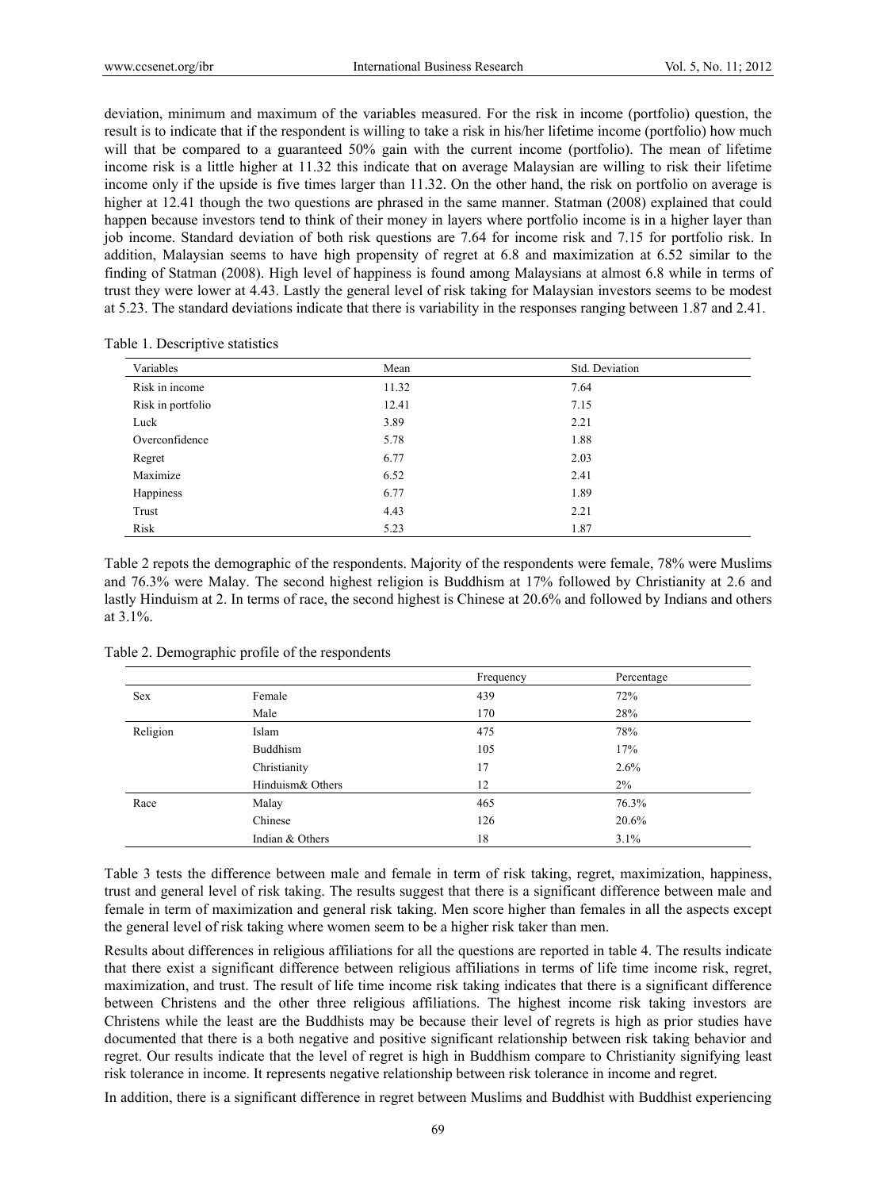deviation, minimum and maximum of the variables measured. For the risk in income (portfolio) question, the result is to indicate that if the respondent is willing to take a risk in his/her lifetime income (portfolio) how much will that be compared to a guaranteed 50% gain with the current income (portfolio). The mean of lifetime income risk is a little higher at 11.32 this indicate that on average Malaysian are willing to risk their lifetime income only if the upside is five times larger than 11.32. On the other hand, the risk on portfolio on average is higher at 12.41 though the two questions are phrased in the same manner. Statman (2008) explained that could happen because investors tend to think of their money in layers where portfolio income is in a higher layer than job income. Standard deviation of both risk questions are 7.64 for income risk and 7.15 for portfolio risk. In addition, Malaysian seems to have high propensity of regret at 6.8 and maximization at 6.52 similar to the finding of Statman (2008). High level of happiness is found among Malaysians at almost 6.8 while in terms of trust they were lower at 4.43. Lastly the general level of risk taking for Malaysian investors seems to be modest at 5.23. The standard deviations indicate that there is variability in the responses ranging between 1.87 and 2.41.

Table 1. Descriptive statistics

| Variables | Mean | Std. Deviation |
|---|---|---|
| Risk in income | 11.32 | 7.64 |
| Risk in portfolio | 12.41 | 7.15 |
| Luck | 3.89 | 2.21 |
| Overconfidence | 5.78 | 1.88 |
| Regret | 6.77 | 2.03 |
| Maximize | 6.52 | 2.41 |
| Happiness | 6.77 | 1.89 |
| Trust | 4.43 | 2.21 |
| Risk | 5.23 | 1.87 |

Table 2 repots the demographic of the respondents. Majority of the respondents were female, 78% were Muslims and 76.3% were Malay. The second highest religion is Buddhism at 17% followed by Christianity at 2.6 and lastly Hinduism at 2. In terms of race, the second highest is Chinese at 20.6% and followed by Indians and others at 3.1%.

Table 2. Demographic profile of the respondents

| | | Frequency | Percentage |
|---|---|---|---|
| Sex | Female | 439 | 72% |
| | Male | 170 | 28% |
| Religion | Islam | 475 | 78% |
| | Buddhism | 105 | 17% |
| | Christianity | 17 | 2.6% |
| | Hinduism& Others | 12 | 2% |
| Race | Malay | 465 | 76.3% |
| | Chinese | 126 | 20.6% |
| | Indian & Others | 18 | 3.1% |

Table 3 tests the difference between male and female in term of risk taking, regret, maximization, happiness, trust and general level of risk taking. The results suggest that there is a significant difference between male and female in term of maximization and general risk taking. Men score higher than females in all the aspects except the general level of risk taking where women seem to be a higher risk taker than men.

Results about differences in religious affiliations for all the questions are reported in table 4. The results indicate that there exist a significant difference between religious affiliations in terms of life time income risk, regret, maximization, and trust. The result of life time income risk taking indicates that there is a significant difference between Christens and the other three religious affiliations. The highest income risk taking investors are Christens while the least are the Buddhists may be because their level of regrets is high as prior studies have documented that there is a both negative and positive significant relationship between risk taking behavior and regret. Our results indicate that the level of regret is high in Buddhism compare to Christianity signifying least risk tolerance in income. It represents negative relationship between risk tolerance in income and regret.

In addition, there is a significant difference in regret between Muslims and Buddhist with Buddhist experiencing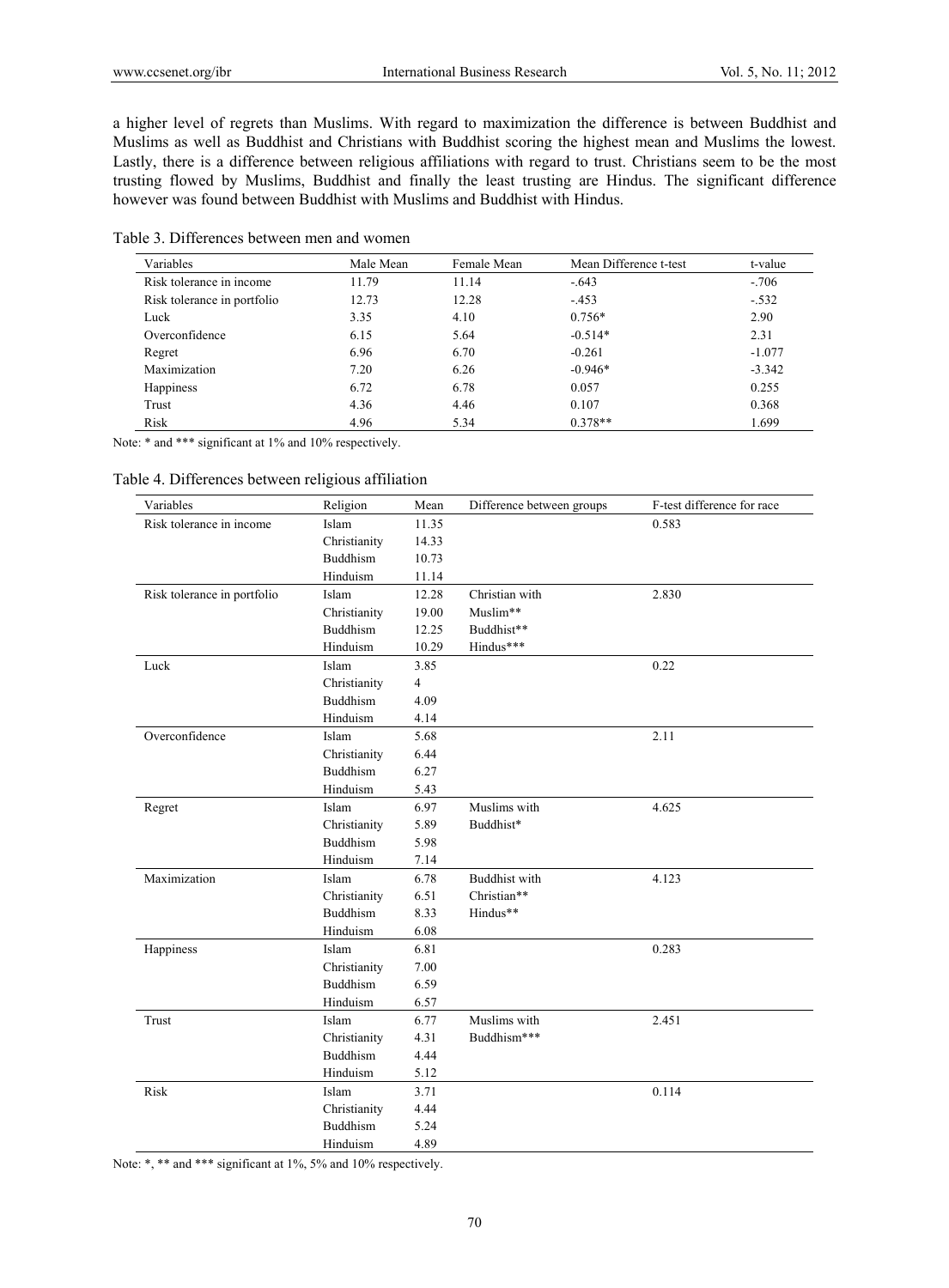a higher level of regrets than Muslims. With regard to maximization the difference is between Buddhist and Muslims as well as Buddhist and Christians with Buddhist scoring the highest mean and Muslims the lowest. Lastly, there is a difference between religious affiliations with regard to trust. Christians seem to be the most trusting flowed by Muslims, Buddhist and finally the least trusting are Hindus. The significant difference however was found between Buddhist with Muslims and Buddhist with Hindus.

Table 3. Differences between men and women

| Variables | Male Mean | Female Mean | Mean Difference t-test | t-value |
|---|---|---|---|---|
| Risk tolerance in income | 11.79 | 11.14 | -.643 | -.706 |
| Risk tolerance in portfolio | 12.73 | 12.28 | -.453 | -.532 |
| Luck | 3.35 | 4.10 | 0.756* | 2.90 |
| Overconfidence | 6.15 | 5.64 | -0.514* | 2.31 |
| Regret | 6.96 | 6.70 | -0.261 | -1.077 |
| Maximization | 7.20 | 6.26 | -0.946* | -3.342 |
| Happiness | 6.72 | 6.78 | 0.057 | 0.255 |
| Trust | 4.36 | 4.46 | 0.107 | 0.368 |
| Risk | 4.96 | 5.34 | 0.378** | 1.699 |

Note: * and *** significant at 1% and 10% respectively.

Table 4. Differences between religious affiliation

| Variables | Religion | Mean | Difference between groups | F-test difference for race |
|---|---|---|---|---|
| Risk tolerance in income | Islam | 11.35 | | 0.583 |
| | Christianity | 14.33 | | |
| | Buddhism | 10.73 | | |
| | Hinduism | 11.14 | | |
| Risk tolerance in portfolio | Islam | 12.28 | Christian with | 2.830 |
| | Christianity | 19.00 | Muslim** | |
| | Buddhism | 12.25 | Buddhist** | |
| | Hinduism | 10.29 | Hindus*** | |
| Luck | Islam | 3.85 | | 0.22 |
| | Christianity | 4 | | |
| | Buddhism | 4.09 | | |
| | Hinduism | 4.14 | | |
| Overconfidence | Islam | 5.68 | | 2.11 |
| | Christianity | 6.44 | | |
| | Buddhism | 6.27 | | |
| | Hinduism | 5.43 | | |
| Regret | Islam | 6.97 | Muslims with | 4.625 |
| | Christianity | 5.89 | Buddhist* | |
| | Buddhism | 5.98 | | |
| | Hinduism | 7.14 | | |
| Maximization | Islam | 6.78 | Buddhist with | 4.123 |
| | Christianity | 6.51 | Christian** | |
| | Buddhism | 8.33 | Hindus** | |
| | Hinduism | 6.08 | | |
| Happiness | Islam | 6.81 | | 0.283 |
| | Christianity | 7.00 | | |
| | Buddhism | 6.59 | | |
| | Hinduism | 6.57 | | |
| Trust | Islam | 6.77 | Muslims with | 2.451 |
| | Christianity | 4.31 | Buddhism*** | |
| | Buddhism | 4.44 | | |
| | Hinduism | 5.12 | | |
| Risk | Islam | 3.71 | | 0.114 |
| | Christianity | 4.44 | | |
| | Buddhism | 5.24 | | |
| | Hinduism | 4.89 | | |

Note: *, ** and *** significant at 1%, 5% and 10% respectively.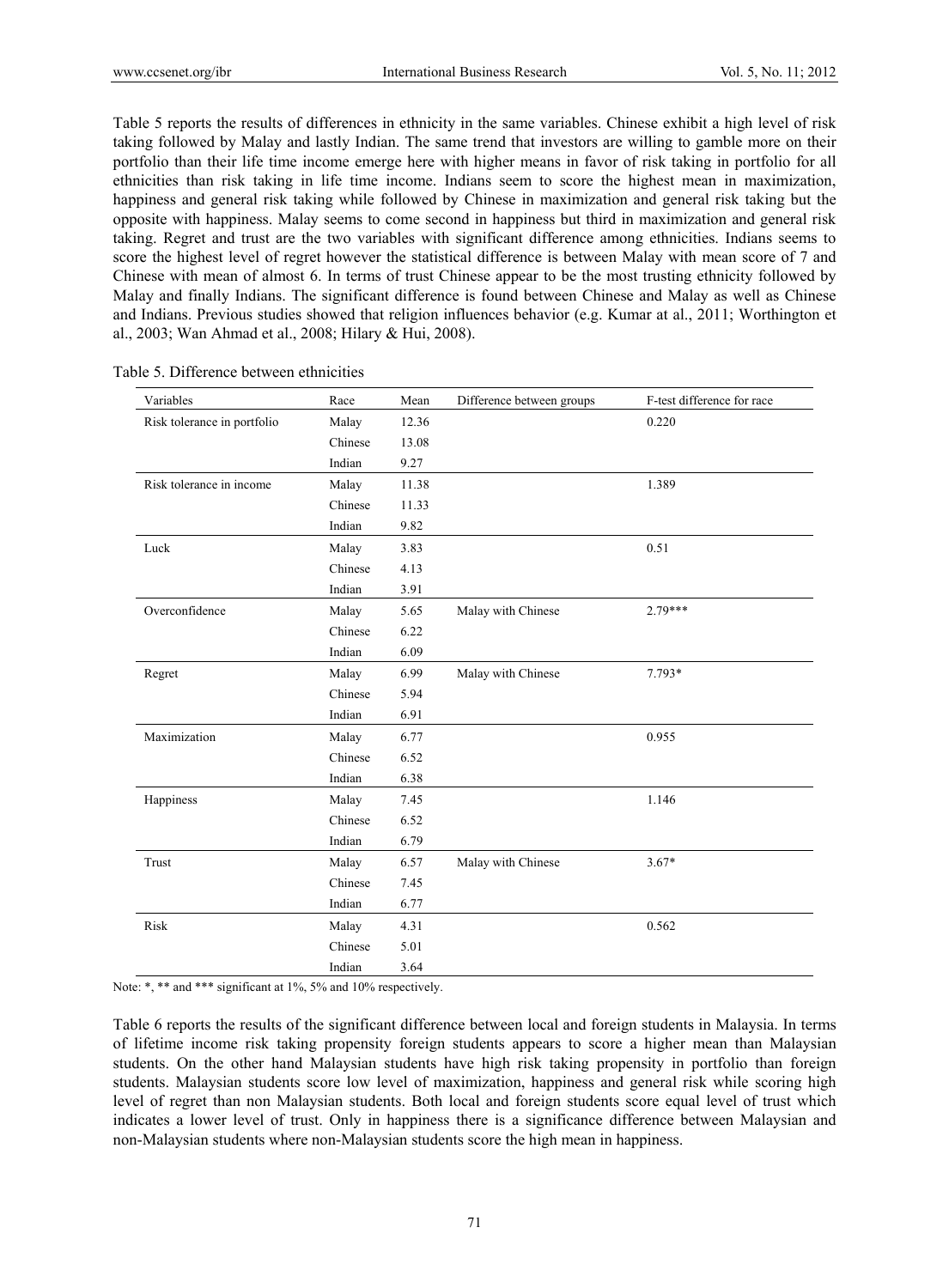Table 5 reports the results of differences in ethnicity in the same variables. Chinese exhibit a high level of risk taking followed by Malay and lastly Indian. The same trend that investors are willing to gamble more on their portfolio than their life time income emerge here with higher means in favor of risk taking in portfolio for all ethnicities than risk taking in life time income. Indians seem to score the highest mean in maximization, happiness and general risk taking while followed by Chinese in maximization and general risk taking but the opposite with happiness. Malay seems to come second in happiness but third in maximization and general risk taking. Regret and trust are the two variables with significant difference among ethnicities. Indians seems to score the highest level of regret however the statistical difference is between Malay with mean score of 7 and Chinese with mean of almost 6. In terms of trust Chinese appear to be the most trusting ethnicity followed by Malay and finally Indians. The significant difference is found between Chinese and Malay as well as Chinese and Indians. Previous studies showed that religion influences behavior (e.g. Kumar at al., 2011; Worthington et al., 2003; Wan Ahmad et al., 2008; Hilary & Hui, 2008).

Table 5. Difference between ethnicities

| Variables | Race | Mean | Difference between groups | F-test difference for race |
|---|---|---|---|---|
| Risk tolerance in portfolio | Malay | 12.36 | | 0.220 |
| | Chinese | 13.08 | | |
| | Indian | 9.27 | | |
| Risk tolerance in income | Malay | 11.38 | | 1.389 |
| | Chinese | 11.33 | | |
| | Indian | 9.82 | | |
| Luck | Malay | 3.83 | | 0.51 |
| | Chinese | 4.13 | | |
| | Indian | 3.91 | | |
| Overconfidence | Malay | 5.65 | Malay with Chinese | 2.79*** |
| | Chinese | 6.22 | | |
| | Indian | 6.09 | | |
| Regret | Malay | 6.99 | Malay with Chinese | 7.793* |
| | Chinese | 5.94 | | |
| | Indian | 6.91 | | |
| Maximization | Malay | 6.77 | | 0.955 |
| | Chinese | 6.52 | | |
| | Indian | 6.38 | | |
| Happiness | Malay | 7.45 | | 1.146 |
| | Chinese | 6.52 | | |
| | Indian | 6.79 | | |
| Trust | Malay | 6.57 | Malay with Chinese | 3.67* |
| | Chinese | 7.45 | | |
| | Indian | 6.77 | | |
| Risk | Malay | 4.31 | | 0.562 |
| | Chinese | 5.01 | | |
| | Indian | 3.64 | | |

Note: *, ** and *** significant at 1%, 5% and 10% respectively.

Table 6 reports the results of the significant difference between local and foreign students in Malaysia. In terms of lifetime income risk taking propensity foreign students appears to score a higher mean than Malaysian students. On the other hand Malaysian students have high risk taking propensity in portfolio than foreign students. Malaysian students score low level of maximization, happiness and general risk while scoring high level of regret than non Malaysian students. Both local and foreign students score equal level of trust which indicates a lower level of trust. Only in happiness there is a significance difference between Malaysian and non-Malaysian students where non-Malaysian students score the high mean in happiness.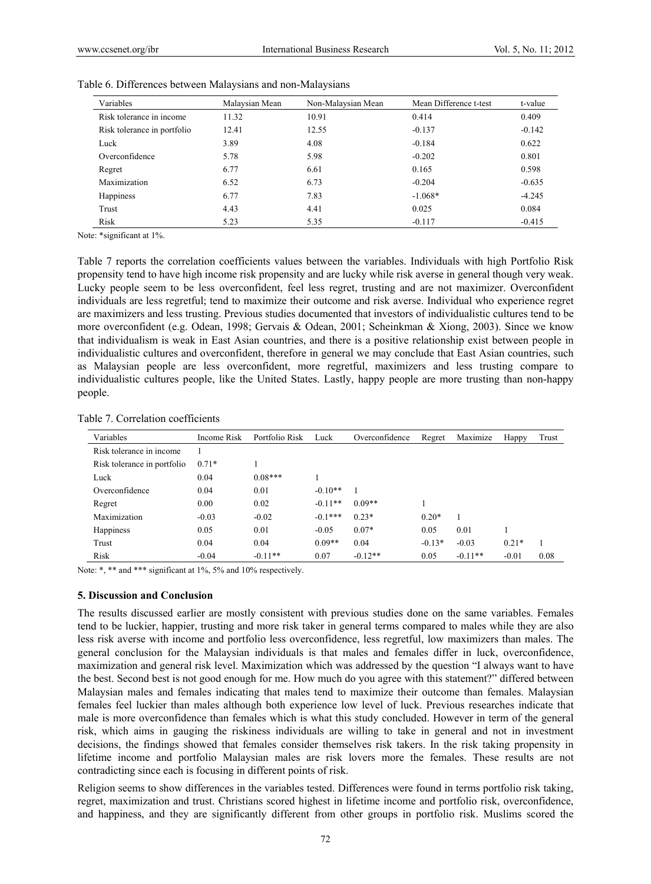Table 6. Differences between Malaysians and non-Malaysians

| Variables | Malaysian Mean | Non-Malaysian Mean | Mean Difference t-test | t-value |
|---|---|---|---|---|
| Risk tolerance in income | 11.32 | 10.91 | 0.414 | 0.409 |
| Risk tolerance in portfolio | 12.41 | 12.55 | -0.137 | -0.142 |
| Luck | 3.89 | 4.08 | -0.184 | 0.622 |
| Overconfidence | 5.78 | 5.98 | -0.202 | 0.801 |
| Regret | 6.77 | 6.61 | 0.165 | 0.598 |
| Maximization | 6.52 | 6.73 | -0.204 | -0.635 |
| Happiness | 6.77 | 7.83 | -1.068* | -4.245 |
| Trust | 4.43 | 4.41 | 0.025 | 0.084 |
| Risk | 5.23 | 5.35 | -0.117 | -0.415 |

Note: *significant at 1%.

Table 7 reports the correlation coefficients values between the variables. Individuals with high Portfolio Risk propensity tend to have high income risk propensity and are lucky while risk averse in general though very weak. Lucky people seem to be less overconfident, feel less regret, trusting and are not maximizer. Overconfident individuals are less regretful; tend to maximize their outcome and risk averse. Individual who experience regret are maximizers and less trusting. Previous studies documented that investors of individualistic cultures tend to be more overconfident (e.g. Odean, 1998; Gervais & Odean, 2001; Scheinkman & Xiong, 2003). Since we know that individualism is weak in East Asian countries, and there is a positive relationship exist between people in individualistic cultures and overconfident, therefore in general we may conclude that East Asian countries, such as Malaysian people are less overconfident, more regretful, maximizers and less trusting compare to individualistic cultures people, like the United States. Lastly, happy people are more trusting than non-happy people.

Table 7. Correlation coefficients

| Variables | Income Risk | Portfolio Risk | Luck | Overconfidence | Regret | Maximize | Happy | Trust |
|---|---|---|---|---|---|---|---|---|
| Risk tolerance in income | 1 | | | | | | | |
| Risk tolerance in portfolio | 0.71* | 1 | | | | | | |
| Luck | 0.04 | 0.08*** | 1 | | | | | |
| Overconfidence | 0.04 | 0.01 | -0.10** | 1 | | | | |
| Regret | 0.00 | 0.02 | -0.11** | 0.09** | 1 | | | |
| Maximization | -0.03 | -0.02 | -0.1*** | 0.23* | 0.20* | 1 | | |
| Happiness | 0.05 | 0.01 | -0.05 | 0.07* | 0.05 | 0.01 | 1 | |
| Trust | 0.04 | 0.04 | 0.09** | 0.04 | -0.13* | -0.03 | 0.21* | 1 |
| Risk | -0.04 | -0.11** | 0.07 | -0.12** | 0.05 | -0.11** | -0.01 | 0.08 |

Note: *, ** and *** significant at 1%, 5% and 10% respectively.

### 5. Discussion and Conclusion

The results discussed earlier are mostly consistent with previous studies done on the same variables. Females tend to be luckier, happier, trusting and more risk taker in general terms compared to males while they are also less risk averse with income and portfolio less overconfidence, less regretful, low maximizers than males. The general conclusion for the Malaysian individuals is that males and females differ in luck, overconfidence, maximization and general risk level. Maximization which was addressed by the question "I always want to have the best. Second best is not good enough for me. How much do you agree with this statement?" differed between Malaysian males and females indicating that males tend to maximize their outcome than females. Malaysian females feel luckier than males although both experience low level of luck. Previous researches indicate that male is more overconfidence than females which is what this study concluded. However in term of the general risk, which aims in gauging the riskiness individuals are willing to take in general and not in investment decisions, the findings showed that females consider themselves risk takers. In the risk taking propensity in lifetime income and portfolio Malaysian males are risk lovers more the females. These results are not contradicting since each is focusing in different points of risk.

Religion seems to show differences in the variables tested. Differences were found in terms portfolio risk taking, regret, maximization and trust. Christians scored highest in lifetime income and portfolio risk, overconfidence, and happiness, and they are significantly different from other groups in portfolio risk. Muslims scored the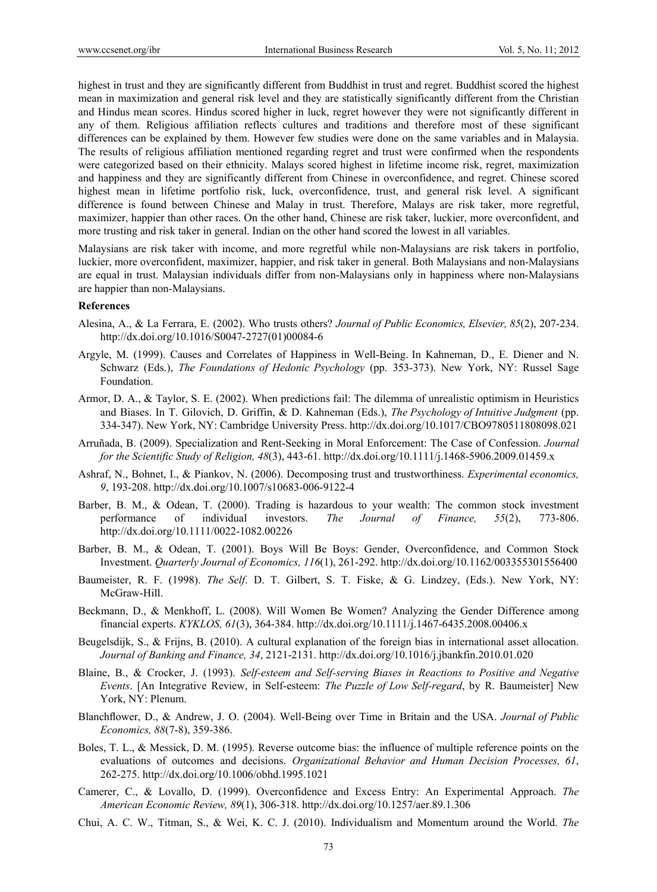highest in trust and they are significantly different from Buddhist in trust and regret. Buddhist scored the highest mean in maximization and general risk level and they are statistically significantly different from the Christian and Hindus mean scores. Hindus scored higher in luck, regret however they were not significantly different in any of them. Religious affiliation reflects cultures and traditions and therefore most of these significant differences can be explained by them. However few studies were done on the same variables and in Malaysia. The results of religious affiliation mentioned regarding regret and trust were confirmed when the respondents were categorized based on their ethnicity. Malays scored highest in lifetime income risk, regret, maximization and happiness and they are significantly different from Chinese in overconfidence, and regret. Chinese scored highest mean in lifetime portfolio risk, luck, overconfidence, trust, and general risk level. A significant difference is found between Chinese and Malay in trust. Therefore, Malays are risk taker, more regretful, maximizer, happier than other races. On the other hand, Chinese are risk taker, luckier, more overconfident, and more trusting and risk taker in general. Indian on the other hand scored the lowest in all variables.

Malaysians are risk taker with income, and more regretful while non-Malaysians are risk takers in portfolio, luckier, more overconfident, maximizer, happier, and risk taker in general. Both Malaysians and non-Malaysians are equal in trust. Malaysian individuals differ from non-Malaysians only in happiness where non-Malaysians are happier than non-Malaysians.

**References**

Alesina, A., & La Ferrara, E. (2002). Who trusts others? *Journal of Public Economics, Elsevier, 85*(2), 207-234. http://dx.doi.org/10.1016/S0047-2727(01)00084-6

Argyle, M. (1999). Causes and Correlates of Happiness in Well-Being. In Kahneman, D., E. Diener and N. Schwarz (Eds.), *The Foundations of Hedonic Psychology* (pp. 353-373). New York, NY: Russel Sage Foundation.

Armor, D. A., & Taylor, S. E. (2002). When predictions fail: The dilemma of unrealistic optimism in Heuristics and Biases. In T. Gilovich, D. Griffin, & D. Kahneman (Eds.), *The Psychology of Intuitive Judgment* (pp. 334-347). New York, NY: Cambridge University Press. http://dx.doi.org/10.1017/CBO9780511808098.021

Arruñada, B. (2009). Specialization and Rent-Seeking in Moral Enforcement: The Case of Confession. *Journal for the Scientific Study of Religion, 48*(3), 443-61. http://dx.doi.org/10.1111/j.1468-5906.2009.01459.x

Ashraf, N., Bohnet, I., & Piankov, N. (2006). Decomposing trust and trustworthiness. *Experimental economics, 9*, 193-208. http://dx.doi.org/10.1007/s10683-006-9122-4

Barber, B. M., & Odean, T. (2000). Trading is hazardous to your wealth: The common stock investment performance of individual investors. *The Journal of Finance, 55*(2), 773-806. http://dx.doi.org/10.1111/0022-1082.00226

Barber, B. M., & Odean, T. (2001). Boys Will Be Boys: Gender, Overconfidence, and Common Stock Investment. *Quarterly Journal of Economics, 116*(1), 261-292. http://dx.doi.org/10.1162/003355301556400

Baumeister, R. F. (1998). *The Self*. D. T. Gilbert, S. T. Fiske, & G. Lindzey, (Eds.). New York, NY: McGraw-Hill.

Beckmann, D., & Menkhoff, L. (2008). Will Women Be Women? Analyzing the Gender Difference among financial experts. *KYKLOS, 61*(3), 364-384. http://dx.doi.org/10.1111/j.1467-6435.2008.00406.x

Beugelsdijk, S., & Frijns, B. (2010). A cultural explanation of the foreign bias in international asset allocation. *Journal of Banking and Finance, 34*, 2121-2131. http://dx.doi.org/10.1016/j.jbankfin.2010.01.020

Blaine, B., & Crocker, J. (1993). *Self-esteem and Self-serving Biases in Reactions to Positive and Negative Events*. [An Integrative Review, in Self-esteem: *The Puzzle of Low Self-regard*, by R. Baumeister] New York, NY: Plenum.

Blanchflower, D., & Andrew, J. O. (2004). Well-Being over Time in Britain and the USA. *Journal of Public Economics, 88*(7-8), 359-386.

Boles, T. L., & Messick, D. M. (1995). Reverse outcome bias: the influence of multiple reference points on the evaluations of outcomes and decisions. *Organizational Behavior and Human Decision Processes, 61*, 262-275. http://dx.doi.org/10.1006/obhd.1995.1021

Camerer, C., & Lovallo, D. (1999). Overconfidence and Excess Entry: An Experimental Approach. *The American Economic Review, 89*(1), 306-318. http://dx.doi.org/10.1257/aer.89.1.306

Chui, A. C. W., Titman, S., & Wei, K. C. J. (2010). Individualism and Momentum around the World. *The*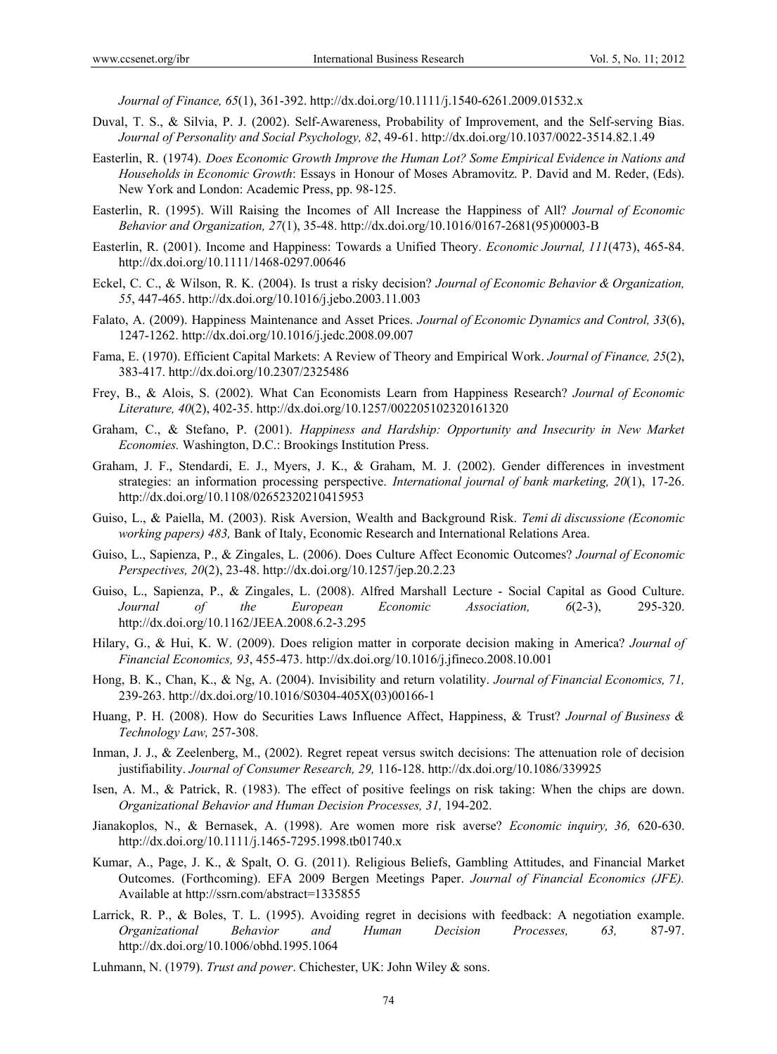*Journal of Finance, 65*(1), 361-392. http://dx.doi.org/10.1111/j.1540-6261.2009.01532.x

Duval, T. S., & Silvia, P. J. (2002). Self-Awareness, Probability of Improvement, and the Self-serving Bias. *Journal of Personality and Social Psychology, 82*, 49-61. http://dx.doi.org/10.1037/0022-3514.82.1.49

Easterlin, R. (1974). *Does Economic Growth Improve the Human Lot? Some Empirical Evidence in Nations and Households in Economic Growth*: Essays in Honour of Moses Abramovitz. P. David and M. Reder, (Eds). New York and London: Academic Press, pp. 98-125.

Easterlin, R. (1995). Will Raising the Incomes of All Increase the Happiness of All? *Journal of Economic Behavior and Organization, 27*(1), 35-48. http://dx.doi.org/10.1016/0167-2681(95)00003-B

Easterlin, R. (2001). Income and Happiness: Towards a Unified Theory. *Economic Journal, 111*(473), 465-84. http://dx.doi.org/10.1111/1468-0297.00646

Eckel, C. C., & Wilson, R. K. (2004). Is trust a risky decision? *Journal of Economic Behavior & Organization, 55*, 447-465. http://dx.doi.org/10.1016/j.jebo.2003.11.003

Falato, A. (2009). Happiness Maintenance and Asset Prices. *Journal of Economic Dynamics and Control, 33*(6), 1247-1262. http://dx.doi.org/10.1016/j.jedc.2008.09.007

Fama, E. (1970). Efficient Capital Markets: A Review of Theory and Empirical Work. *Journal of Finance, 25*(2), 383-417. http://dx.doi.org/10.2307/2325486

Frey, B., & Alois, S. (2002). What Can Economists Learn from Happiness Research? *Journal of Economic Literature, 40*(2), 402-35. http://dx.doi.org/10.1257/002205102320161320

Graham, C., & Stefano, P. (2001). *Happiness and Hardship: Opportunity and Insecurity in New Market Economies.* Washington, D.C.: Brookings Institution Press.

Graham, J. F., Stendardi, E. J., Myers, J. K., & Graham, M. J. (2002). Gender differences in investment strategies: an information processing perspective. *International journal of bank marketing, 20*(1), 17-26. http://dx.doi.org/10.1108/02652320210415953

Guiso, L., & Paiella, M. (2003). Risk Aversion, Wealth and Background Risk. *Temi di discussione (Economic working papers) 483,* Bank of Italy, Economic Research and International Relations Area.

Guiso, L., Sapienza, P., & Zingales, L. (2006). Does Culture Affect Economic Outcomes? *Journal of Economic Perspectives, 20*(2), 23-48. http://dx.doi.org/10.1257/jep.20.2.23

Guiso, L., Sapienza, P., & Zingales, L. (2008). Alfred Marshall Lecture - Social Capital as Good Culture. *Journal of the European Economic Association, 6*(2-3), 295-320. http://dx.doi.org/10.1162/JEEA.2008.6.2-3.295

Hilary, G., & Hui, K. W. (2009). Does religion matter in corporate decision making in America? *Journal of Financial Economics, 93*, 455-473. http://dx.doi.org/10.1016/j.jfineco.2008.10.001

Hong, B. K., Chan, K., & Ng, A. (2004). Invisibility and return volatility. *Journal of Financial Economics, 71,* 239-263. http://dx.doi.org/10.1016/S0304-405X(03)00166-1

Huang, P. H. (2008). How do Securities Laws Influence Affect, Happiness, & Trust? *Journal of Business & Technology Law,* 257-308.

Inman, J. J., & Zeelenberg, M., (2002). Regret repeat versus switch decisions: The attenuation role of decision justifiability. *Journal of Consumer Research, 29,* 116-128. http://dx.doi.org/10.1086/339925

Isen, A. M., & Patrick, R. (1983). The effect of positive feelings on risk taking: When the chips are down. *Organizational Behavior and Human Decision Processes, 31,* 194-202.

Jianakoplos, N., & Bernasek, A. (1998). Are women more risk averse? *Economic inquiry, 36,* 620-630. http://dx.doi.org/10.1111/j.1465-7295.1998.tb01740.x

Kumar, A., Page, J. K., & Spalt, O. G. (2011). Religious Beliefs, Gambling Attitudes, and Financial Market Outcomes. (Forthcoming). EFA 2009 Bergen Meetings Paper. *Journal of Financial Economics (JFE).* Available at http://ssrn.com/abstract=1335855

Larrick, R. P., & Boles, T. L. (1995). Avoiding regret in decisions with feedback: A negotiation example. *Organizational Behavior and Human Decision Processes, 63,* 87-97. http://dx.doi.org/10.1006/obhd.1995.1064

Luhmann, N. (1979). *Trust and power*. Chichester, UK: John Wiley & sons.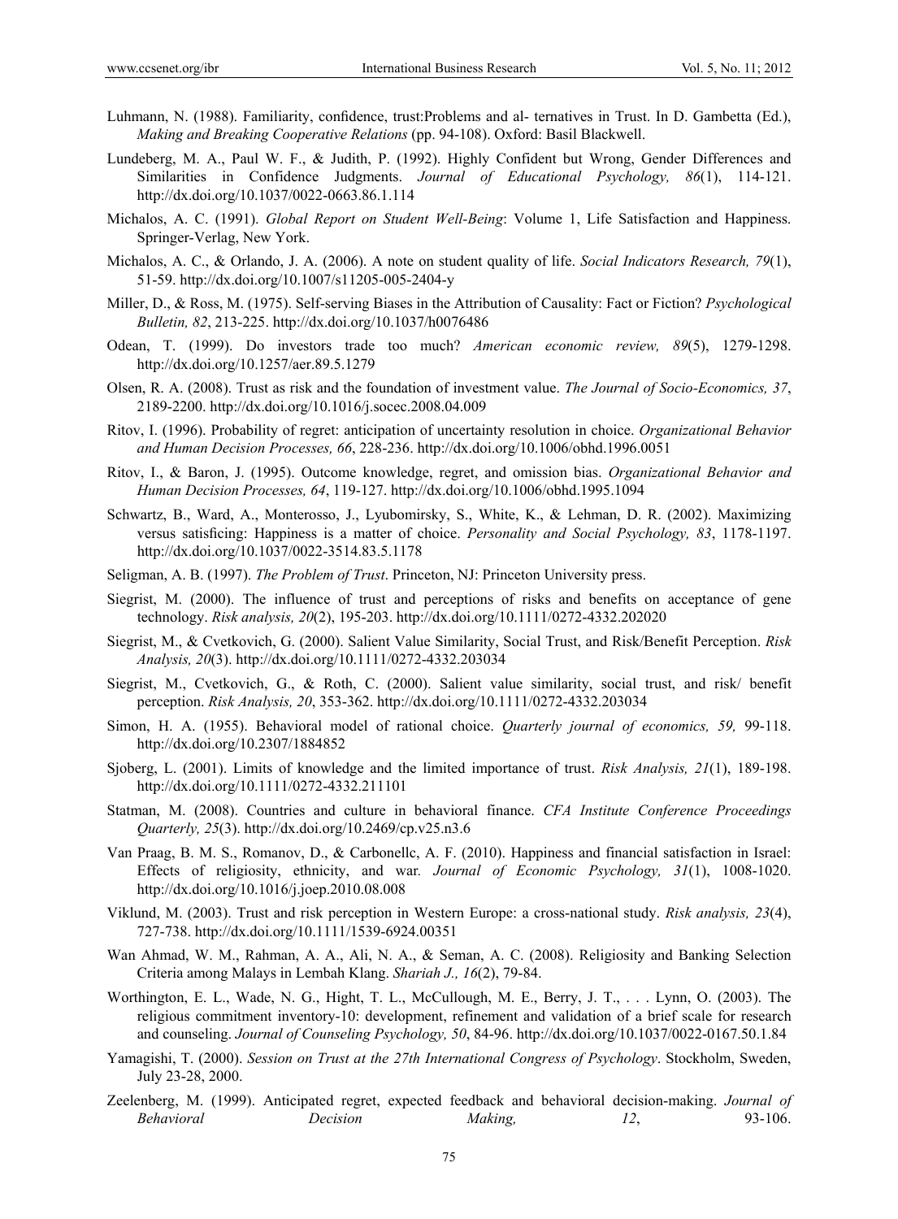Luhmann, N. (1988). Familiarity, confidence, trust:Problems and al- ternatives in Trust. In D. Gambetta (Ed.), *Making and Breaking Cooperative Relations* (pp. 94-108). Oxford: Basil Blackwell.

Lundeberg, M. A., Paul W. F., & Judith, P. (1992). Highly Confident but Wrong, Gender Differences and Similarities in Confidence Judgments. *Journal of Educational Psychology, 86*(1), 114-121. http://dx.doi.org/10.1037/0022-0663.86.1.114

Michalos, A. C. (1991). *Global Report on Student Well-Being*: Volume 1, Life Satisfaction and Happiness. Springer-Verlag, New York.

Michalos, A. C., & Orlando, J. A. (2006). A note on student quality of life. *Social Indicators Research, 79*(1), 51-59. http://dx.doi.org/10.1007/s11205-005-2404-y

Miller, D., & Ross, M. (1975). Self-serving Biases in the Attribution of Causality: Fact or Fiction? *Psychological Bulletin, 82*, 213-225. http://dx.doi.org/10.1037/h0076486

Odean, T. (1999). Do investors trade too much? *American economic review, 89*(5), 1279-1298. http://dx.doi.org/10.1257/aer.89.5.1279

Olsen, R. A. (2008). Trust as risk and the foundation of investment value. *The Journal of Socio-Economics, 37*, 2189-2200. http://dx.doi.org/10.1016/j.socec.2008.04.009

Ritov, I. (1996). Probability of regret: anticipation of uncertainty resolution in choice. *Organizational Behavior and Human Decision Processes, 66*, 228-236. http://dx.doi.org/10.1006/obhd.1996.0051

Ritov, I., & Baron, J. (1995). Outcome knowledge, regret, and omission bias. *Organizational Behavior and Human Decision Processes, 64*, 119-127. http://dx.doi.org/10.1006/obhd.1995.1094

Schwartz, B., Ward, A., Monterosso, J., Lyubomirsky, S., White, K., & Lehman, D. R. (2002). Maximizing versus satisficing: Happiness is a matter of choice. *Personality and Social Psychology, 83*, 1178-1197. http://dx.doi.org/10.1037/0022-3514.83.5.1178

Seligman, A. B. (1997). *The Problem of Trust*. Princeton, NJ: Princeton University press.

Siegrist, M. (2000). The influence of trust and perceptions of risks and benefits on acceptance of gene technology. *Risk analysis, 20*(2), 195-203. http://dx.doi.org/10.1111/0272-4332.202020

Siegrist, M., & Cvetkovich, G. (2000). Salient Value Similarity, Social Trust, and Risk/Benefit Perception. *Risk Analysis, 20*(3). http://dx.doi.org/10.1111/0272-4332.203034

Siegrist, M., Cvetkovich, G., & Roth, C. (2000). Salient value similarity, social trust, and risk/ benefit perception. *Risk Analysis, 20*, 353-362. http://dx.doi.org/10.1111/0272-4332.203034

Simon, H. A. (1955). Behavioral model of rational choice. *Quarterly journal of economics, 59,* 99-118. http://dx.doi.org/10.2307/1884852

Sjoberg, L. (2001). Limits of knowledge and the limited importance of trust. *Risk Analysis, 21*(1), 189-198. http://dx.doi.org/10.1111/0272-4332.211101

Statman, M. (2008). Countries and culture in behavioral finance. *CFA Institute Conference Proceedings Quarterly, 25*(3). http://dx.doi.org/10.2469/cp.v25.n3.6

Van Praag, B. M. S., Romanov, D., & Carbonellc, A. F. (2010). Happiness and financial satisfaction in Israel: Effects of religiosity, ethnicity, and war. *Journal of Economic Psychology, 31*(1), 1008-1020. http://dx.doi.org/10.1016/j.joep.2010.08.008

Viklund, M. (2003). Trust and risk perception in Western Europe: a cross-national study. *Risk analysis, 23*(4), 727-738. http://dx.doi.org/10.1111/1539-6924.00351

Wan Ahmad, W. M., Rahman, A. A., Ali, N. A., & Seman, A. C. (2008). Religiosity and Banking Selection Criteria among Malays in Lembah Klang. *Shariah J., 16*(2), 79-84.

Worthington, E. L., Wade, N. G., Hight, T. L., McCullough, M. E., Berry, J. T., . . . Lynn, O. (2003). The religious commitment inventory-10: development, refinement and validation of a brief scale for research and counseling. *Journal of Counseling Psychology, 50*, 84-96. http://dx.doi.org/10.1037/0022-0167.50.1.84

Yamagishi, T. (2000). *Session on Trust at the 27th International Congress of Psychology*. Stockholm, Sweden, July 23-28, 2000.

Zeelenberg, M. (1999). Anticipated regret, expected feedback and behavioral decision-making. *Journal of Behavioral Decision Making, 12*, 93-106.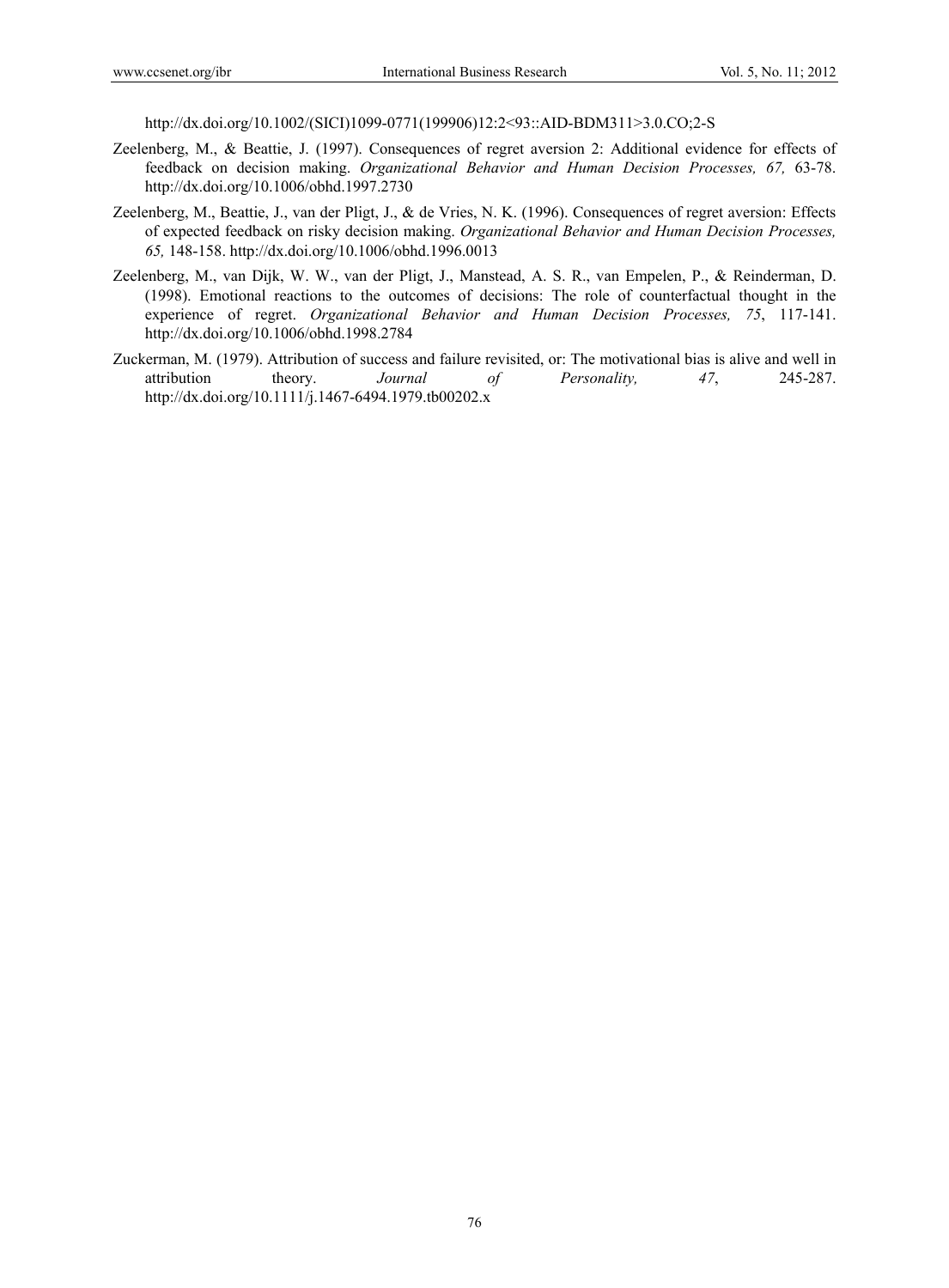http://dx.doi.org/10.1002/(SICI)1099-0771(199906)12:2<93::AID-BDM311>3.0.CO;2-S

Zeelenberg, M., & Beattie, J. (1997). Consequences of regret aversion 2: Additional evidence for effects of feedback on decision making. *Organizational Behavior and Human Decision Processes, 67,* 63-78. http://dx.doi.org/10.1006/obhd.1997.2730

Zeelenberg, M., Beattie, J., van der Pligt, J., & de Vries, N. K. (1996). Consequences of regret aversion: Effects of expected feedback on risky decision making. *Organizational Behavior and Human Decision Processes, 65,* 148-158. http://dx.doi.org/10.1006/obhd.1996.0013

Zeelenberg, M., van Dijk, W. W., van der Pligt, J., Manstead, A. S. R., van Empelen, P., & Reinderman, D. (1998). Emotional reactions to the outcomes of decisions: The role of counterfactual thought in the experience of regret. *Organizational Behavior and Human Decision Processes, 75*, 117-141. http://dx.doi.org/10.1006/obhd.1998.2784

Zuckerman, M. (1979). Attribution of success and failure revisited, or: The motivational bias is alive and well in attribution theory. *Journal of Personality, 47*, 245-287. http://dx.doi.org/10.1111/j.1467-6494.1979.tb00202.x